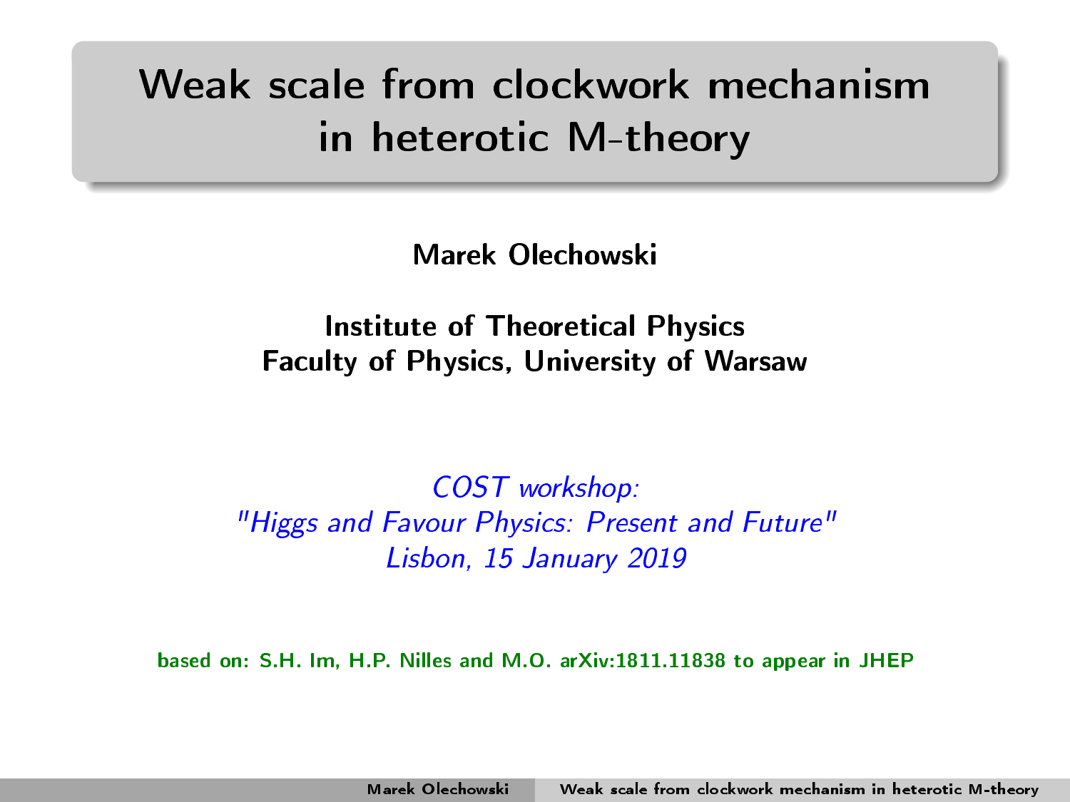# Weak scale from clockwork mechanism in heterotic M-theory

**Marek Olechowski**

**Institute of Theoretical Physics**
**Faculty of Physics, University of Warsaw**

*COST workshop:*
*"Higgs and Favour Physics: Present and Future"*
*Lisbon, 15 January 2019*

**based on: S.H. Im, H.P. Nilles and M.O. arXiv:1811.11838 to appear in JHEP**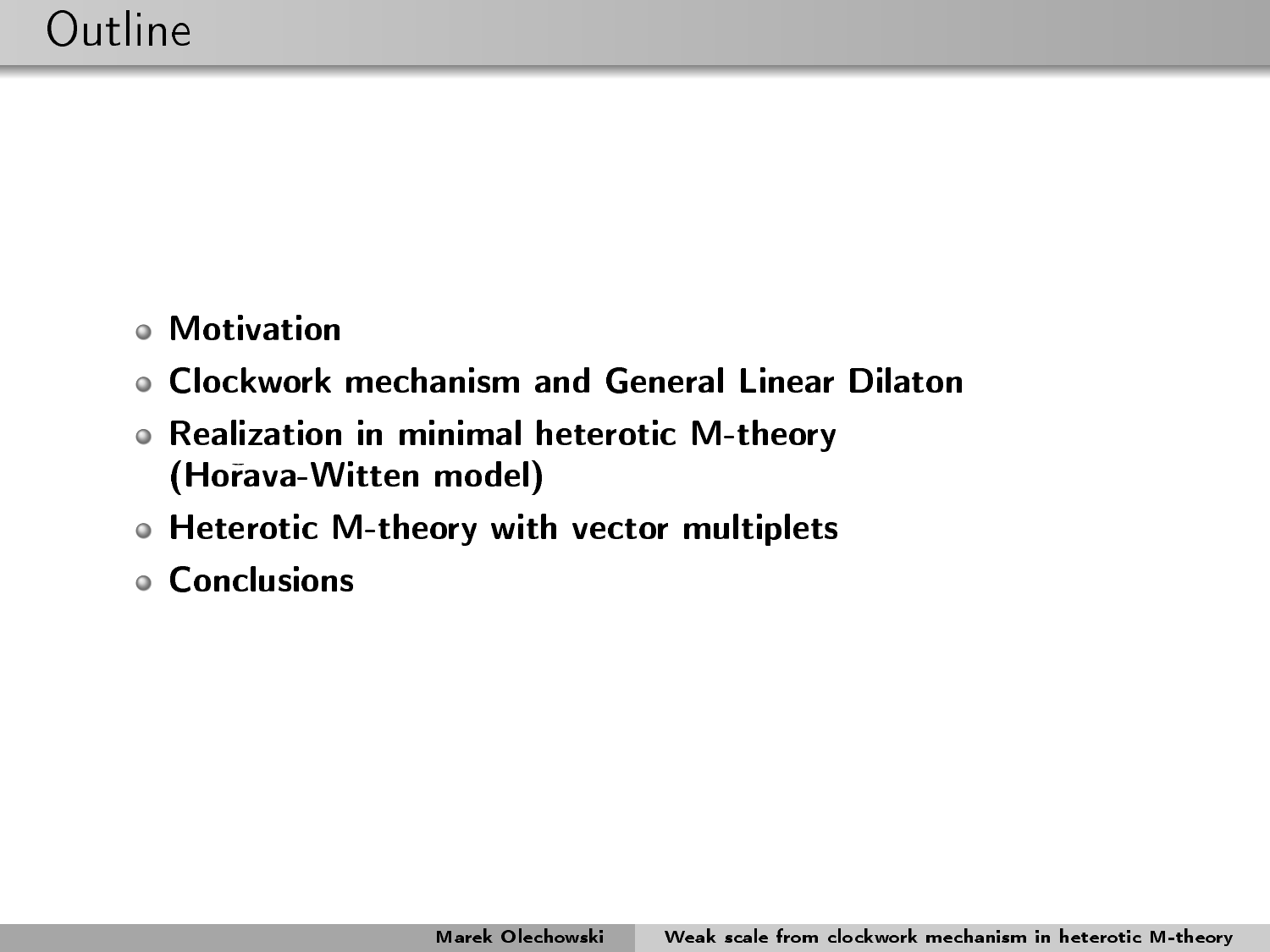# Outline

- **Motivation**
- **Clockwork mechanism and General Linear Dilaton**
- **Realization in minimal heterotic M-theory (Hořava-Witten model)**
- **Heterotic M-theory with vector multiplets**
- **Conclusions**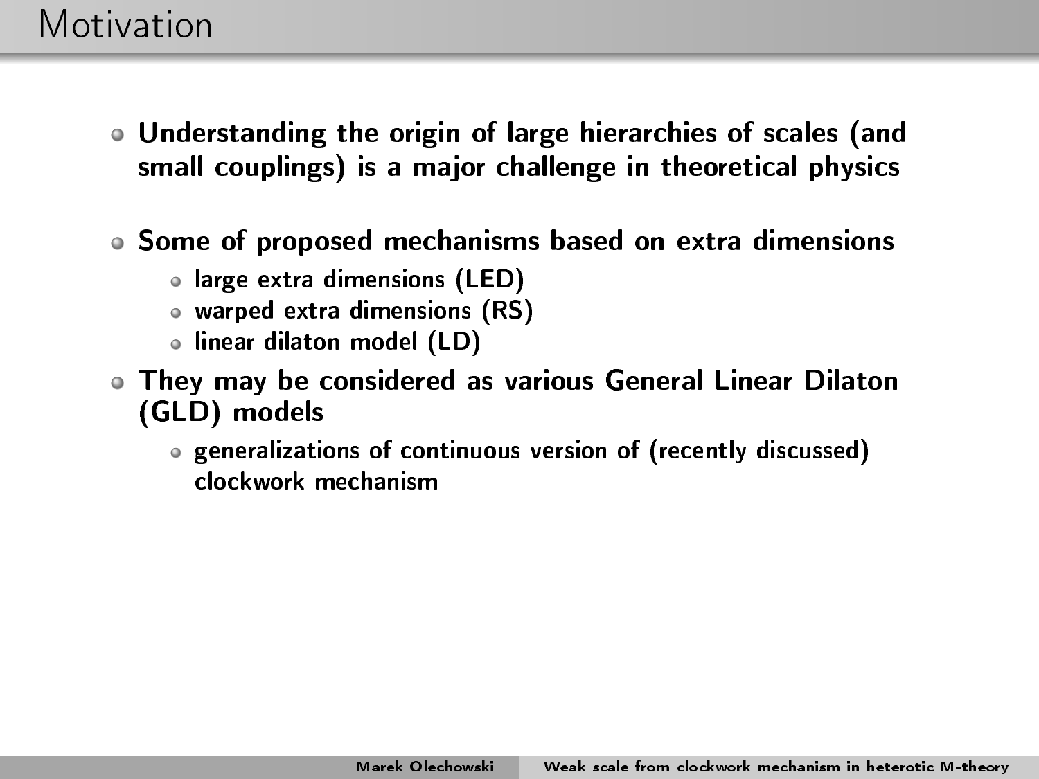# Motivation

- **Understanding the origin of large hierarchies of scales (and small couplings) is a major challenge in theoretical physics**
- **Some of proposed mechanisms based on extra dimensions**
  - large extra dimensions (LED)
  - warped extra dimensions (RS)
  - linear dilaton model (LD)
- **They may be considered as various General Linear Dilaton (GLD) models**
  - generalizations of continuous version of (recently discussed) clockwork mechanism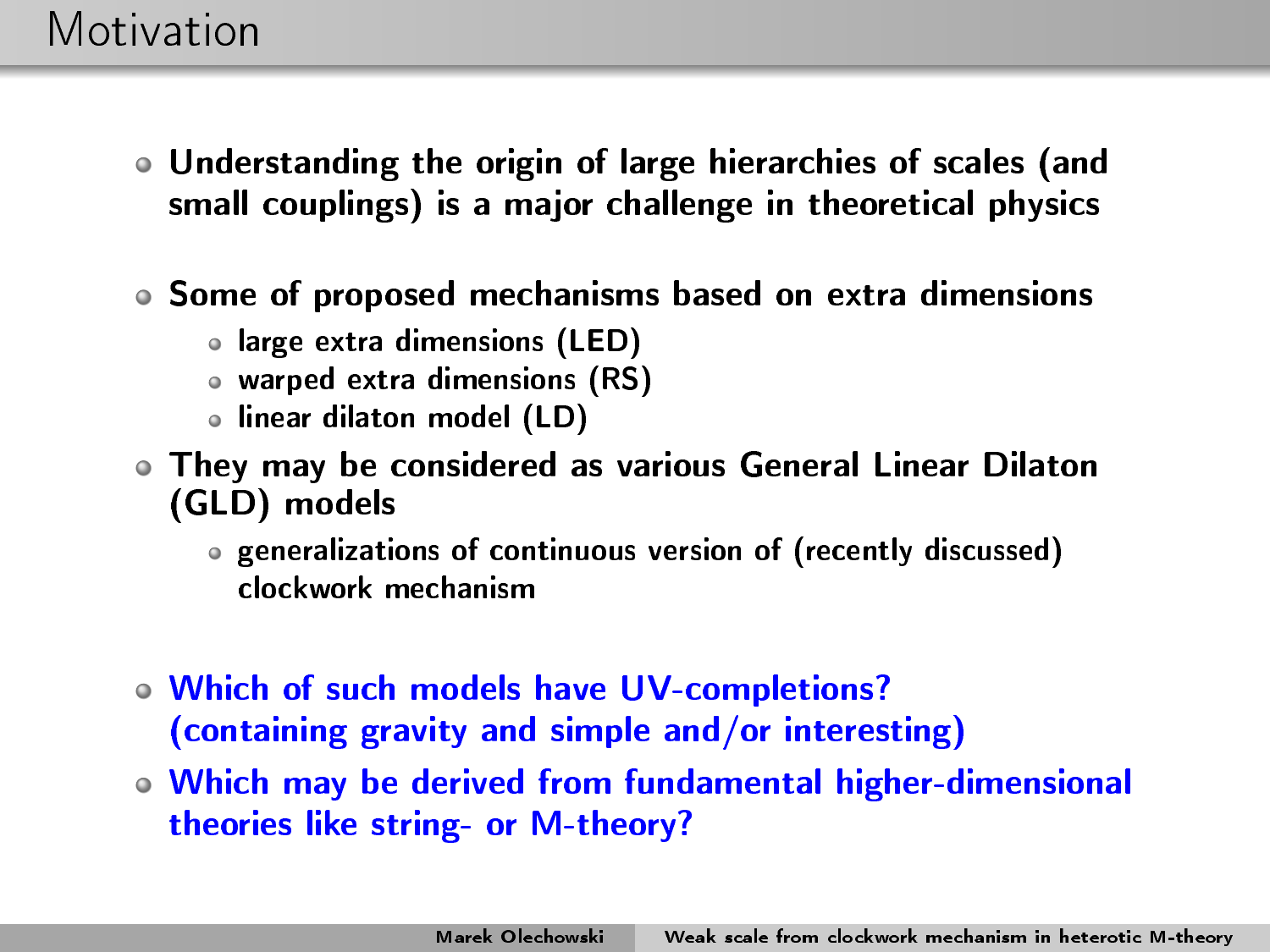# Motivation

- **Understanding the origin of large hierarchies of scales (and small couplings) is a major challenge in theoretical physics**
- **Some of proposed mechanisms based on extra dimensions**
  - large extra dimensions (LED)
  - warped extra dimensions (RS)
  - linear dilaton model (LD)
- **They may be considered as various General Linear Dilaton (GLD) models**
  - generalizations of continuous version of (recently discussed) clockwork mechanism
- **Which of such models have UV-completions? (containing gravity and simple and/or interesting)**
- **Which may be derived from fundamental higher-dimensional theories like string- or M-theory?**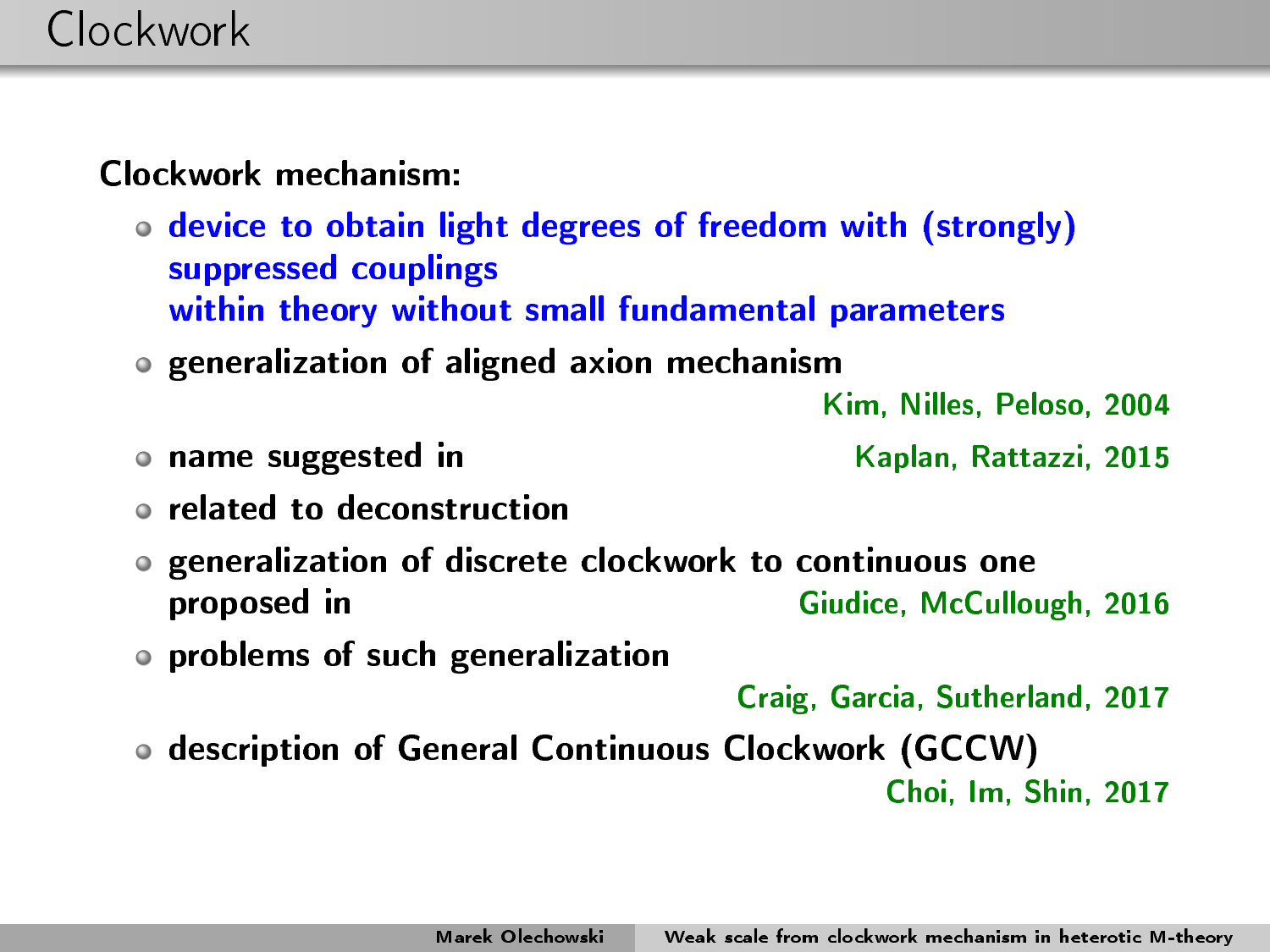# Clockwork

**Clockwork mechanism:**

- **device to obtain light degrees of freedom with (strongly) suppressed couplings within theory without small fundamental parameters**
- **generalization of aligned axion mechanism** Kim, Nilles, Peloso, 2004
- **name suggested in** Kaplan, Rattazzi, 2015
- **related to deconstruction**
- **generalization of discrete clockwork to continuous one proposed in** Giudice, McCullough, 2016
- **problems of such generalization** Craig, Garcia, Sutherland, 2017
- **description of General Continuous Clockwork (GCCW)** Choi, Im, Shin, 2017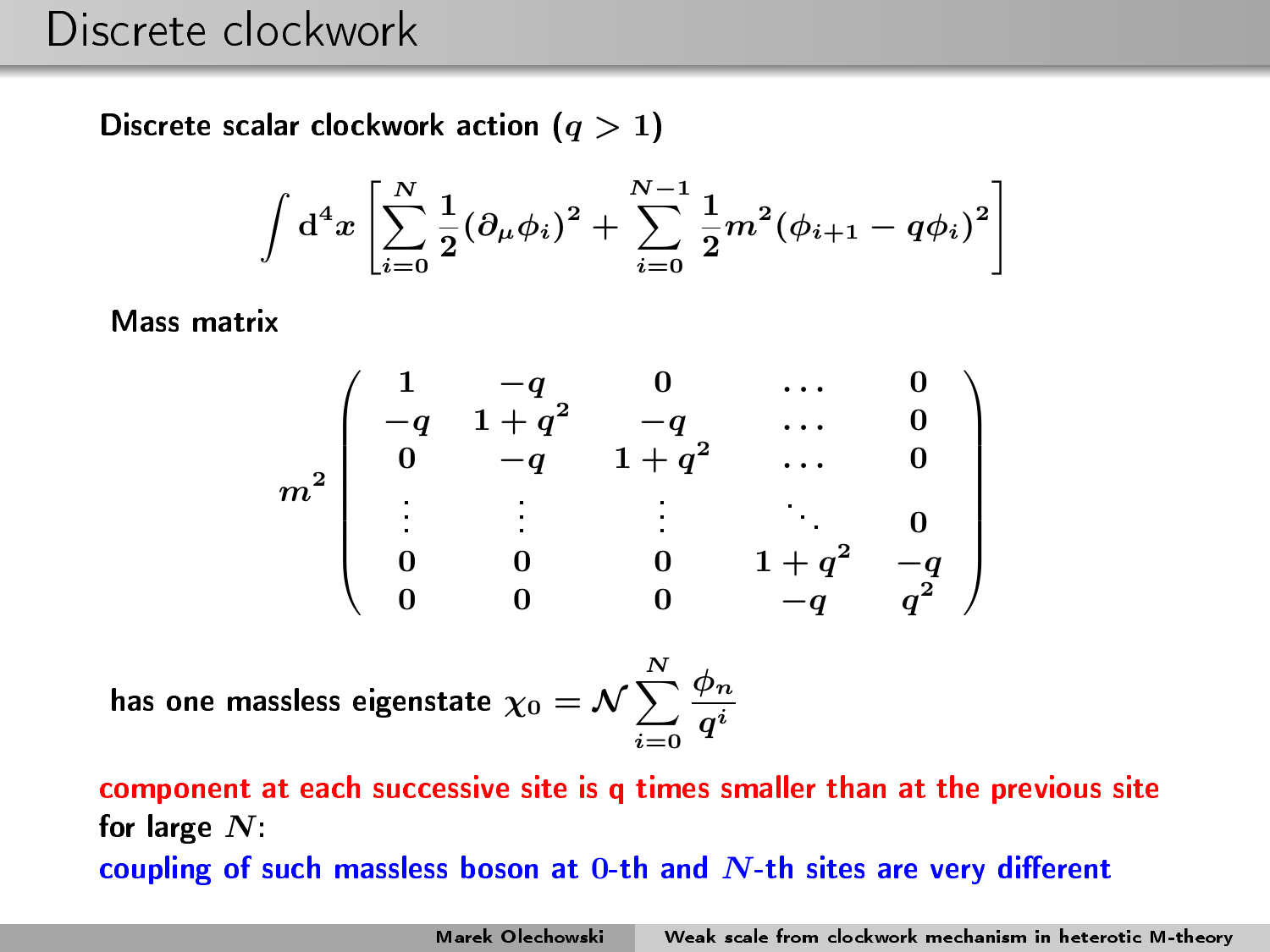# Discrete clockwork

Discrete scalar clockwork action ($q > 1$)

$$\int \mathrm{d}^4x \left[ \sum_{i=0}^{N} \frac{1}{2} (\partial_\mu \phi_i)^2 + \sum_{i=0}^{N-1} \frac{1}{2} m^2 (\phi_{i+1} - q\phi_i)^2 \right]$$

Mass matrix

$$m^2 \begin{pmatrix} 1 & -q & 0 & \dots & 0 \\ -q & 1+q^2 & -q & \dots & 0 \\ 0 & -q & 1+q^2 & \dots & 0 \\ \vdots & \vdots & \vdots & \ddots & 0 \\ 0 & 0 & 0 & 1+q^2 & -q \\ 0 & 0 & 0 & -q & q^2 \end{pmatrix}$$

has one massless eigenstate $\chi_0 = \mathcal{N} \sum_{i=0}^{N} \frac{\phi_n}{q^i}$

component at each successive site is q times smaller than at the previous site

for large $N$:

coupling of such massless boson at 0-th and $N$-th sites are very different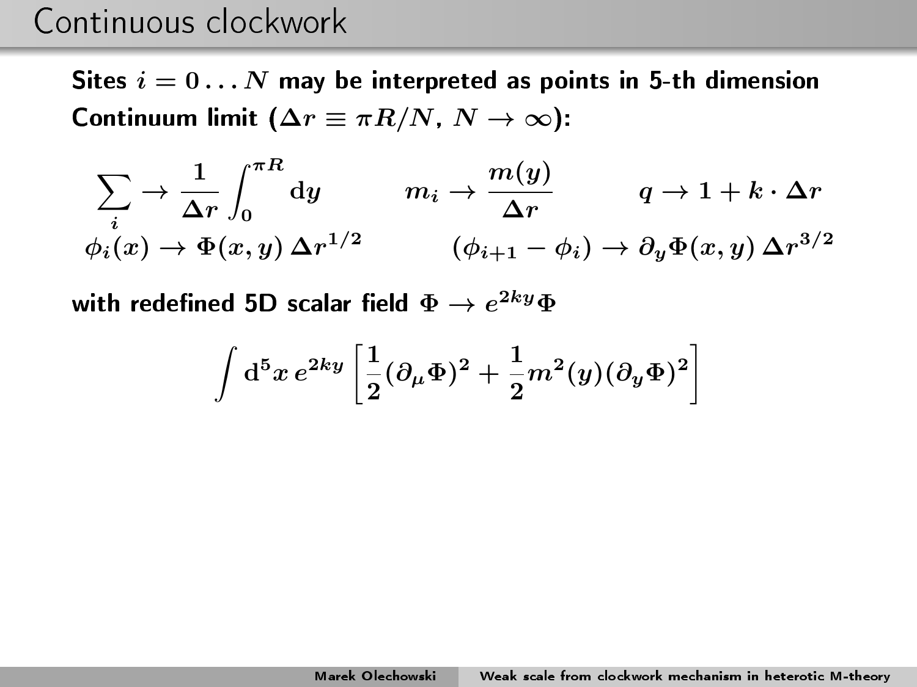# Continuous clockwork

Sites $i = 0 \dots N$ may be interpreted as points in 5-th dimension

Continuum limit ($\Delta r \equiv \pi R/N$, $N \to \infty$):

$$\sum_i \to \frac{1}{\Delta r}\int_0^{\pi R} \mathrm{d}y \qquad m_i \to \frac{m(y)}{\Delta r} \qquad q \to 1 + k \cdot \Delta r$$

$$\phi_i(x) \to \Phi(x,y)\,\Delta r^{1/2} \qquad (\phi_{i+1} - \phi_i) \to \partial_y \Phi(x,y)\,\Delta r^{3/2}$$

with redefined 5D scalar field $\Phi \to e^{2ky}\Phi$

$$\int \mathrm{d}^5x\, e^{2ky}\left[\frac{1}{2}(\partial_\mu \Phi)^2 + \frac{1}{2}m^2(y)(\partial_y \Phi)^2\right]$$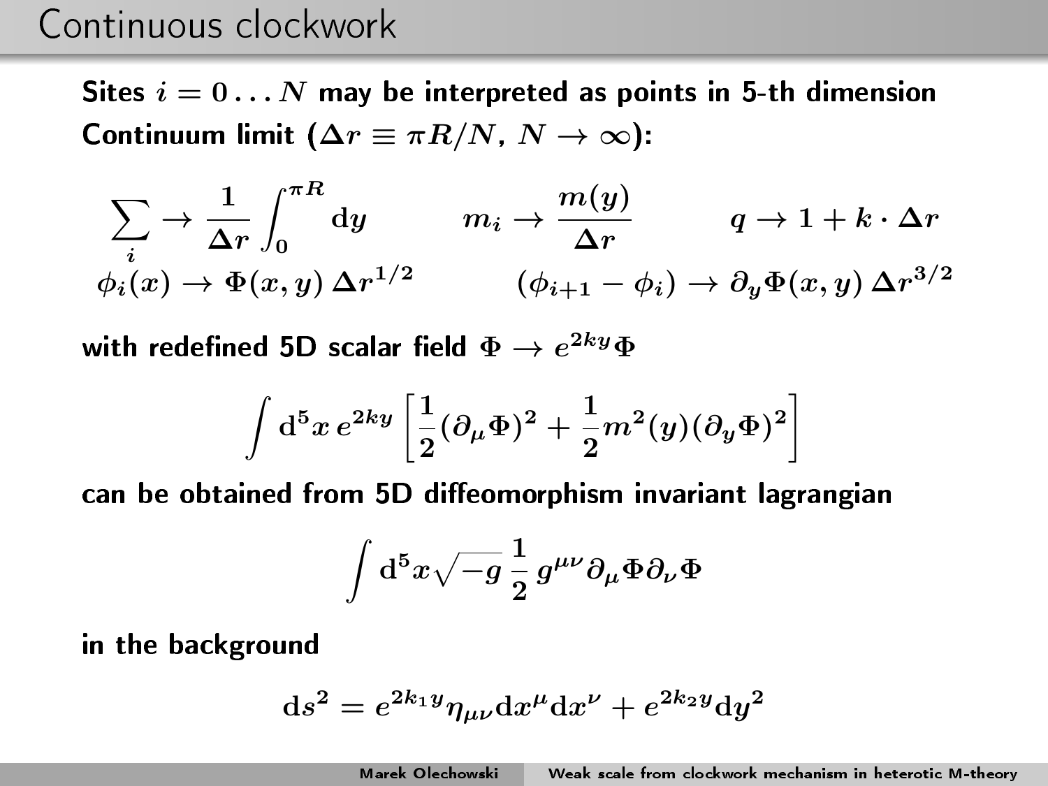# Continuous clockwork

**Sites $i = 0 \ldots N$ may be interpreted as points in 5-th dimension**

**Continuum limit ($\Delta r \equiv \pi R/N$, $N \to \infty$):**

$$\sum_i \to \frac{1}{\Delta r}\int_0^{\pi R} \mathrm{d}y \qquad m_i \to \frac{m(y)}{\Delta r} \qquad q \to 1 + k \cdot \Delta r$$

$$\phi_i(x) \to \Phi(x,y)\,\Delta r^{1/2} \qquad (\phi_{i+1} - \phi_i) \to \partial_y \Phi(x,y)\,\Delta r^{3/2}$$

**with redefined 5D scalar field $\Phi \to e^{2ky}\Phi$**

$$\int \mathrm{d}^5x\, e^{2ky}\left[\frac{1}{2}(\partial_\mu \Phi)^2 + \frac{1}{2} m^2(y)(\partial_y \Phi)^2\right]$$

**can be obtained from 5D diffeomorphism invariant lagrangian**

$$\int \mathrm{d}^5 x \sqrt{-g}\,\frac{1}{2}\, g^{\mu\nu}\partial_\mu \Phi \partial_\nu \Phi$$

**in the background**

$$\mathrm{d}s^2 = e^{2k_1 y}\eta_{\mu\nu}\mathrm{d}x^\mu \mathrm{d}x^\nu + e^{2k_2 y}\mathrm{d}y^2$$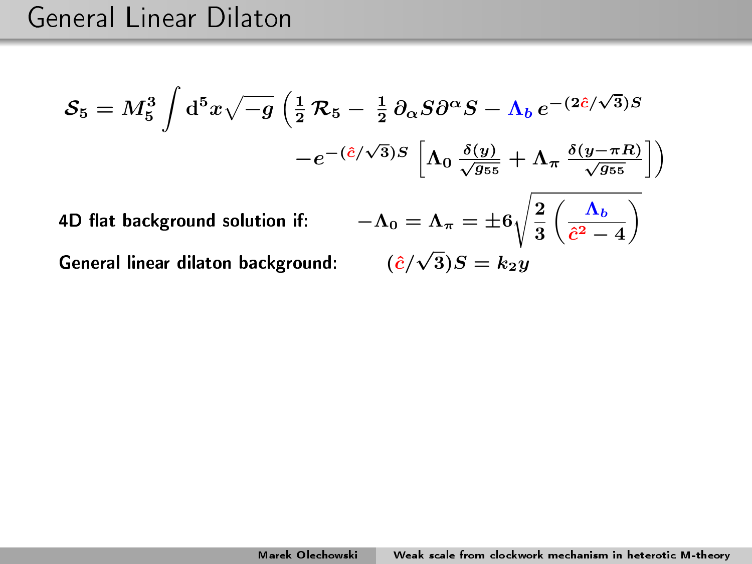# General Linear Dilaton

$$\mathcal{S}_5 = M_5^3 \int \mathrm{d}^5 x \sqrt{-g} \left( \frac{1}{2}\,\mathcal{R}_5 - \frac{1}{2}\,\partial_\alpha S \partial^\alpha S - \Lambda_b\, e^{-(2\hat{c}/\sqrt{3})S} - e^{-(\hat{c}/\sqrt{3})S} \left[ \Lambda_0\, \frac{\delta(y)}{\sqrt{g_{55}}} + \Lambda_\pi\, \frac{\delta(y-\pi R)}{\sqrt{g_{55}}} \right] \right)$$

**4D flat background solution if:** $-\Lambda_0 = \Lambda_\pi = \pm 6 \sqrt{\frac{2}{3}\left(\frac{\Lambda_b}{\hat{c}^2 - 4}\right)}$

**General linear dilaton background:** $(\hat{c}/\sqrt{3})S = k_2 y$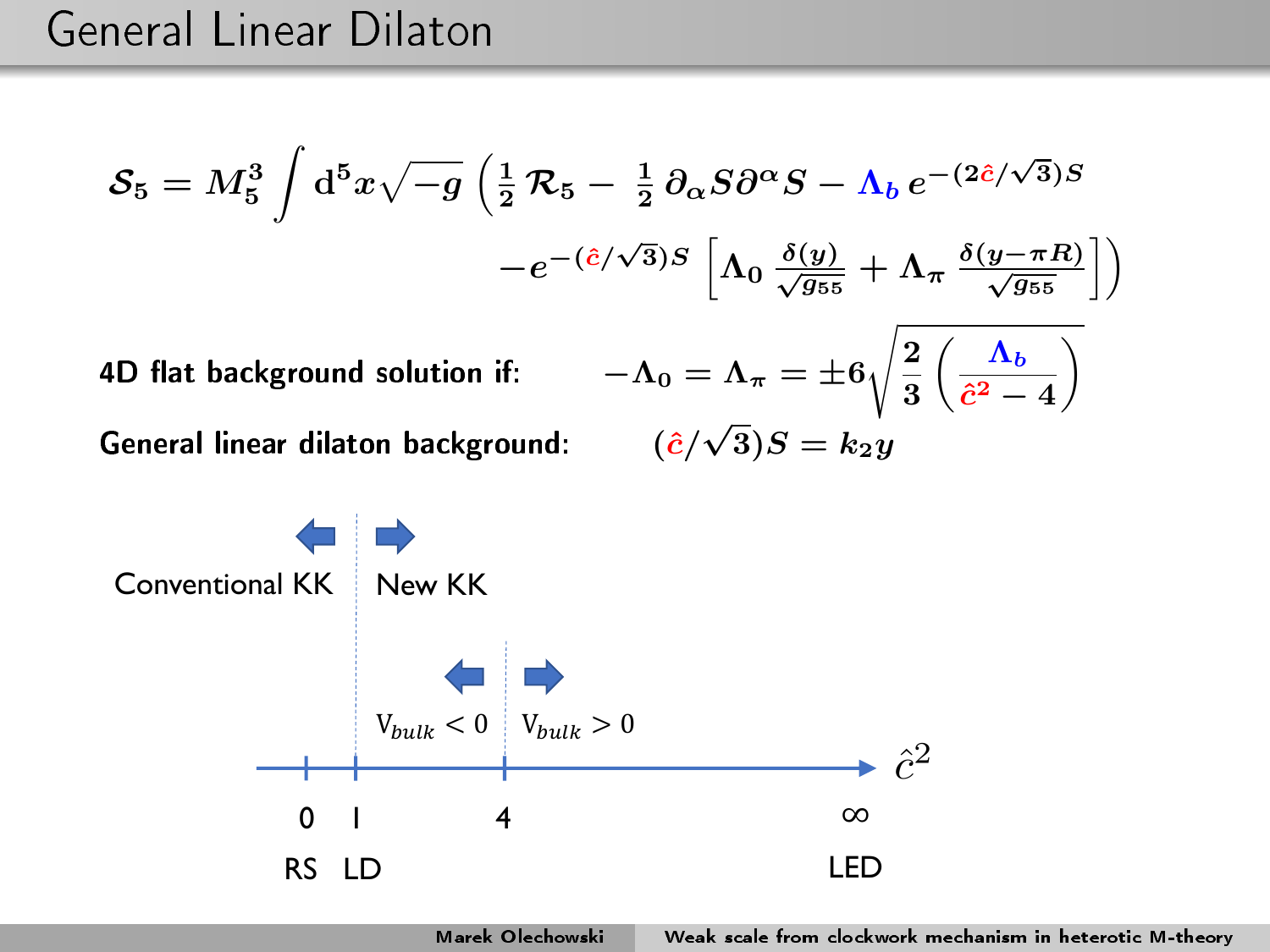# General Linear Dilaton

$$\mathcal{S}_5 = M_5^3 \int \mathrm{d}^5x\sqrt{-g}\,\Big(\tfrac{1}{2}\,\mathcal{R}_5 - \tfrac{1}{2}\,\partial_\alpha S\partial^\alpha S - \Lambda_b\, e^{-(2\hat{c}/\sqrt{3})S} - e^{-(\hat{c}/\sqrt{3})S}\left[\Lambda_0\,\frac{\delta(y)}{\sqrt{g_{55}}} + \Lambda_\pi\,\frac{\delta(y-\pi R)}{\sqrt{g_{55}}}\right]\Big)$$

**4D flat background solution if:** $-\Lambda_0 = \Lambda_\pi = \pm 6\sqrt{\frac{2}{3}\left(\frac{\Lambda_b}{\hat{c}^2-4}\right)}$

**General linear dilaton background:** $(\hat{c}/\sqrt{3})S = k_2 y$

Conventional KK | New KK

$V_{bulk} < 0$ | $V_{bulk} > 0$

$\hat{c}^2$: 0 (RS), 1 (LD), 4, $\infty$ (LED)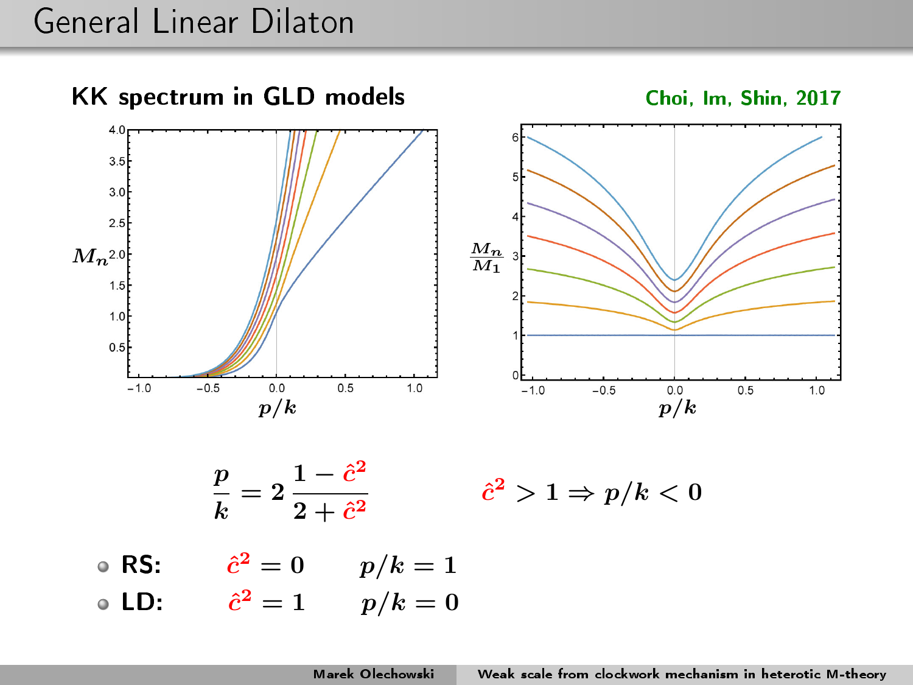# General Linear Dilaton

**KK spectrum in GLD models**

Choi, Im, Shin, 2017

$$\frac{p}{k} = 2\,\frac{1-\hat{c}^2}{2+\hat{c}^2} \qquad\qquad \hat{c}^2 > 1 \Rightarrow p/k < 0$$

- **RS:** $\hat{c}^2 = 0 \qquad p/k = 1$
- **LD:** $\hat{c}^2 = 1 \qquad p/k = 0$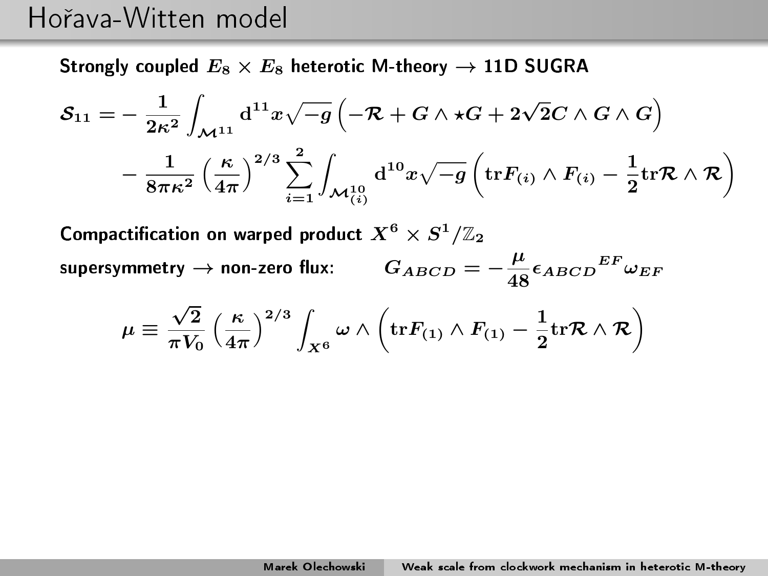# Hořava-Witten model

**Strongly coupled $E_8 \times E_8$ heterotic M-theory $\rightarrow$ 11D SUGRA**

$$
\mathcal{S}_{11} = -\frac{1}{2\kappa^2}\int_{\mathcal{M}^{11}} \mathrm{d}^{11}x\sqrt{-g}\left(-\mathcal{R} + G \wedge \star G + 2\sqrt{2}C \wedge G \wedge G\right)
$$

$$
-\frac{1}{8\pi\kappa^2}\left(\frac{\kappa}{4\pi}\right)^{2/3}\sum_{i=1}^{2}\int_{\mathcal{M}^{10}_{(i)}} \mathrm{d}^{10}x\sqrt{-g}\left(\mathrm{tr}F_{(i)} \wedge F_{(i)} - \frac{1}{2}\mathrm{tr}\mathcal{R} \wedge \mathcal{R}\right)
$$

**Compactification on warped product $X^6 \times S^1/\mathbb{Z}_2$**

**supersymmetry $\rightarrow$ non-zero flux:** $\quad G_{ABCD} = -\frac{\mu}{48}\epsilon_{ABCD}{}^{EF}\omega_{EF}$

$$
\mu \equiv \frac{\sqrt{2}}{\pi V_0}\left(\frac{\kappa}{4\pi}\right)^{2/3}\int_{X^6} \omega \wedge \left(\mathrm{tr}F_{(1)} \wedge F_{(1)} - \frac{1}{2}\mathrm{tr}\mathcal{R} \wedge \mathcal{R}\right)
$$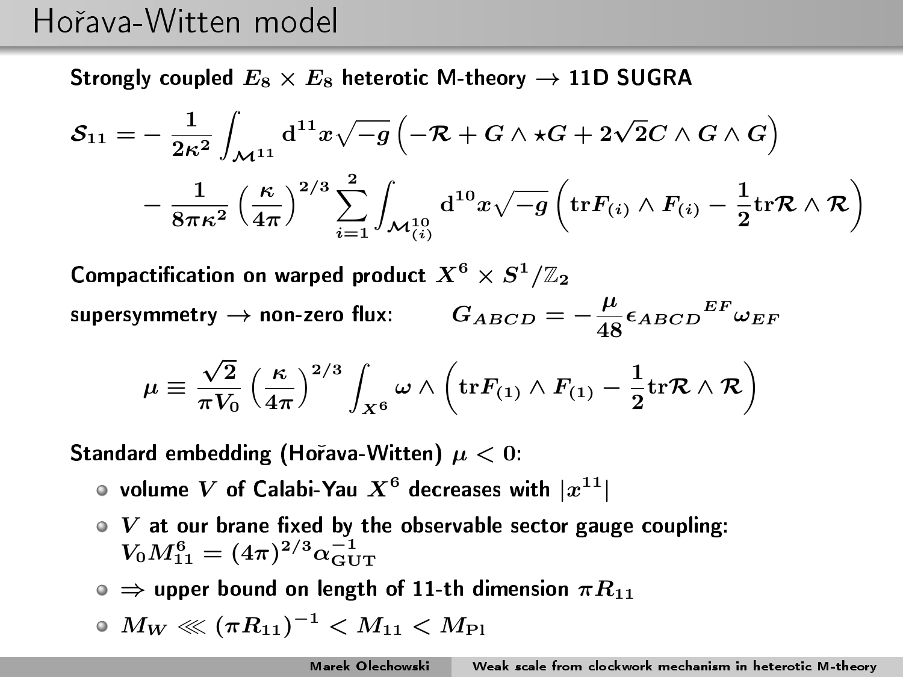# Hořava-Witten model

Strongly coupled $E_8 \times E_8$ heterotic M-theory $\to$ 11D SUGRA

$$
\mathcal{S}_{11} = -\frac{1}{2\kappa^2}\int_{\mathcal{M}^{11}} \mathrm{d}^{11}x\sqrt{-g}\left(-\mathcal{R} + G\wedge\star G + 2\sqrt{2}C\wedge G\wedge G\right)
$$
$$
-\frac{1}{8\pi\kappa^2}\left(\frac{\kappa}{4\pi}\right)^{2/3}\sum_{i=1}^{2}\int_{\mathcal{M}^{10}_{(i)}} \mathrm{d}^{10}x\sqrt{-g}\left(\mathrm{tr}F_{(i)}\wedge F_{(i)} - \frac{1}{2}\mathrm{tr}\mathcal{R}\wedge\mathcal{R}\right)
$$

Compactification on warped product $X^6 \times S^1/\mathbb{Z}_2$

supersymmetry $\to$ non-zero flux: $\quad G_{ABCD} = -\frac{\mu}{48}\epsilon_{ABCD}{}^{EF}\omega_{EF}$

$$
\mu \equiv \frac{\sqrt{2}}{\pi V_0}\left(\frac{\kappa}{4\pi}\right)^{2/3}\int_{X^6}\omega\wedge\left(\mathrm{tr}F_{(1)}\wedge F_{(1)} - \frac{1}{2}\mathrm{tr}\mathcal{R}\wedge\mathcal{R}\right)
$$

Standard embedding (Hořava-Witten) $\mu < 0$:

- volume $V$ of Calabi-Yau $X^6$ decreases with $|x^{11}|$
- $V$ at our brane fixed by the observable sector gauge coupling: $V_0 M_{11}^6 = (4\pi)^{2/3}\alpha_{\mathrm{GUT}}^{-1}$
- $\Rightarrow$ upper bound on length of 11-th dimension $\pi R_{11}$
- $M_W \lll (\pi R_{11})^{-1} < M_{11} < M_{\mathrm{Pl}}$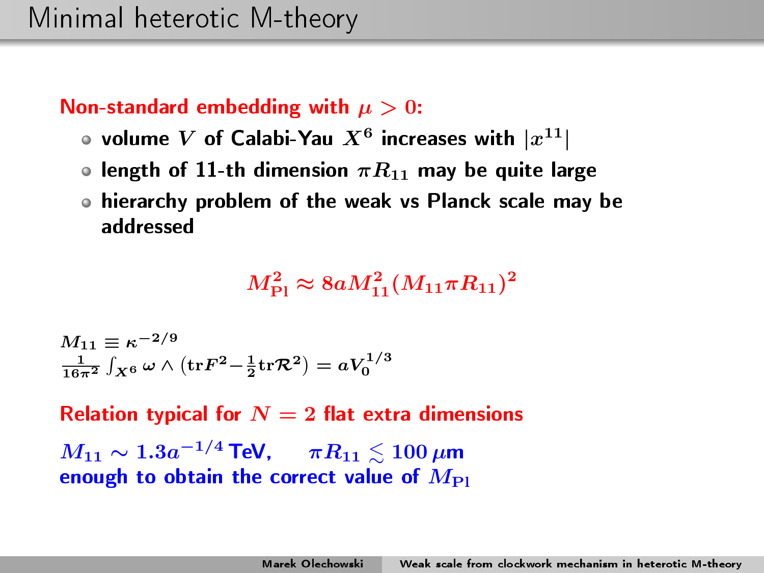# Minimal heterotic M-theory

**Non-standard embedding with $\mu > 0$:**

- volume $V$ of Calabi-Yau $X^6$ increases with $|x^{11}|$
- length of 11-th dimension $\pi R_{11}$ may be quite large
- hierarchy problem of the weak vs Planck scale may be addressed

$$M_{\rm Pl}^2 \approx 8aM_{11}^2(M_{11}\pi R_{11})^2$$

$M_{11} \equiv \kappa^{-2/9}$

$\frac{1}{16\pi^2}\int_{X^6}\omega\wedge\left(\mathrm{tr}F^2 - \frac{1}{2}\mathrm{tr}\mathcal{R}^2\right) = aV_0^{1/3}$

**Relation typical for $N = 2$ flat extra dimensions**

$M_{11} \sim 1.3a^{-1/4}$ **TeV,** $\quad \pi R_{11} \lesssim 100\,\mu$**m**
**enough to obtain the correct value of $M_{\rm Pl}$**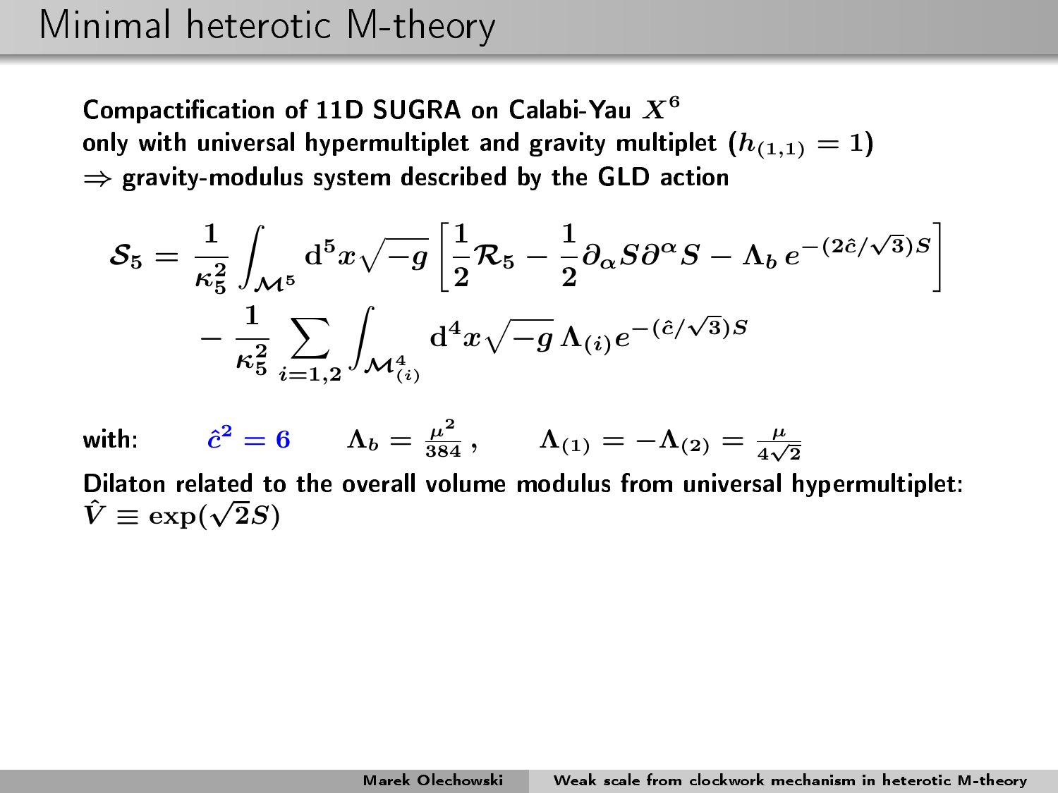# Minimal heterotic M-theory

**Compactification of 11D SUGRA on Calabi-Yau $X^6$**
**only with universal hypermultiplet and gravity multiplet ($h_{(1,1)} = 1$)**
**$\Rightarrow$ gravity-modulus system described by the GLD action**

$$\mathcal{S}_5 = \frac{1}{\kappa_5^2} \int_{\mathcal{M}^5} \mathrm{d}^5 x \sqrt{-g} \left[ \frac{1}{2} \mathcal{R}_5 - \frac{1}{2} \partial_\alpha S \partial^\alpha S - \Lambda_b \, e^{-(2\hat{c}/\sqrt{3})S} \right] - \frac{1}{\kappa_5^2} \sum_{i=1,2} \int_{\mathcal{M}^4_{(i)}} \mathrm{d}^4 x \sqrt{-g} \, \Lambda_{(i)} e^{-(\hat{c}/\sqrt{3})S}$$

**with:** $\hat{c}^2 = 6 \qquad \Lambda_b = \frac{\mu^2}{384}\,, \qquad \Lambda_{(1)} = -\Lambda_{(2)} = \frac{\mu}{4\sqrt{2}}$

**Dilaton related to the overall volume modulus from universal hypermultiplet:**
$\hat{V} \equiv \exp(\sqrt{2} S)$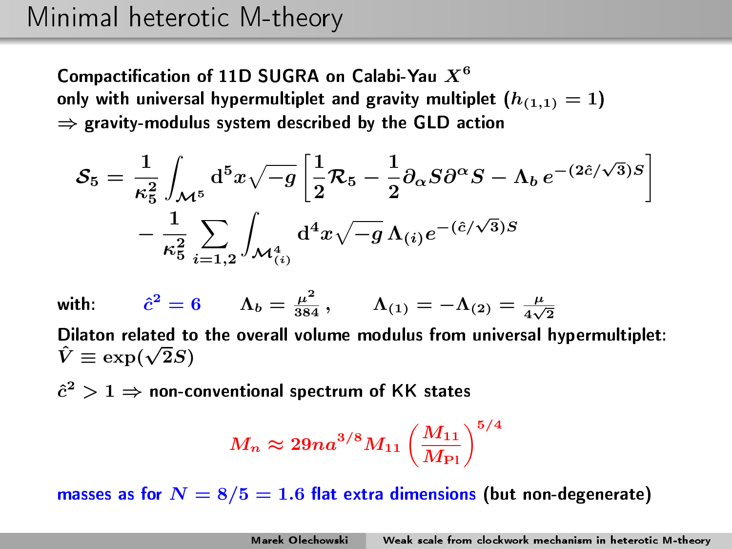# Minimal heterotic M-theory

Compactification of 11D SUGRA on Calabi-Yau $X^6$
only with universal hypermultiplet and gravity multiplet ($h_{(1,1)} = 1$)
$\Rightarrow$ gravity-modulus system described by the GLD action

$$\mathcal{S}_5 = \frac{1}{\kappa_5^2}\int_{\mathcal{M}^5} \mathrm{d}^5x\sqrt{-g}\left[\frac{1}{2}\mathcal{R}_5 - \frac{1}{2}\partial_\alpha S\partial^\alpha S - \Lambda_b\, e^{-(2\hat{c}/\sqrt{3})S}\right] - \frac{1}{\kappa_5^2}\sum_{i=1,2}\int_{\mathcal{M}^4_{(i)}} \mathrm{d}^4x\sqrt{-g}\,\Lambda_{(i)}e^{-(\hat{c}/\sqrt{3})S}$$

with: $\hat{c}^2 = 6$ $\quad \Lambda_b = \frac{\mu^2}{384}\,,\quad \Lambda_{(1)} = -\Lambda_{(2)} = \frac{\mu}{4\sqrt{2}}$

Dilaton related to the overall volume modulus from universal hypermultiplet:
$\hat{V} \equiv \exp(\sqrt{2}S)$

$\hat{c}^2 > 1 \Rightarrow$ non-conventional spectrum of KK states

$$M_n \approx 29 n a^{3/8} M_{11}\left(\frac{M_{11}}{M_{\mathrm{Pl}}}\right)^{5/4}$$

masses as for $N = 8/5 = 1.6$ flat extra dimensions (but non-degenerate)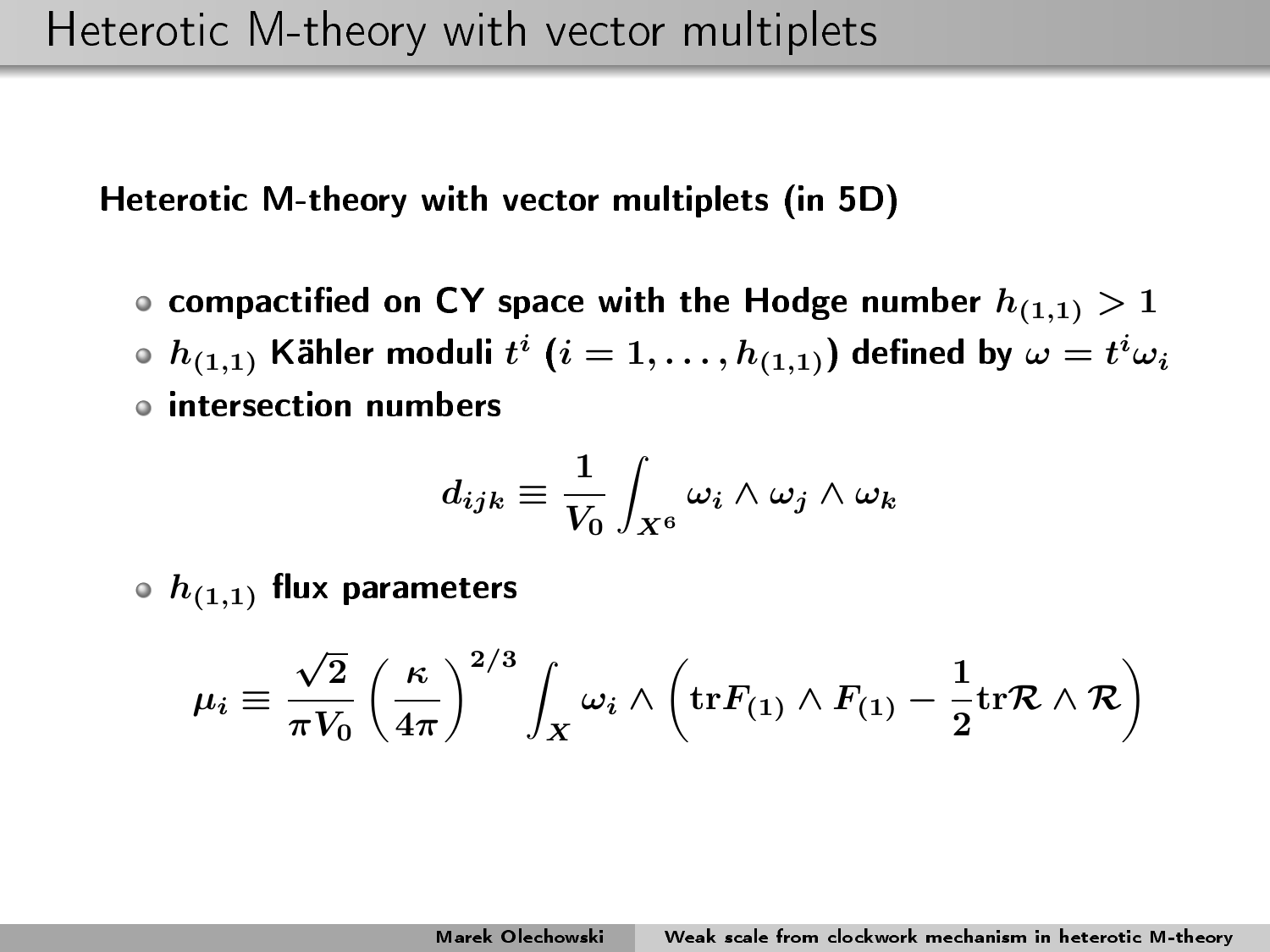# Heterotic M-theory with vector multiplets

**Heterotic M-theory with vector multiplets (in 5D)**

- **compactified on CY space with the Hodge number $h_{(1,1)} > 1$**
- **$h_{(1,1)}$ Kähler moduli $t^i$ ($i = 1, \ldots, h_{(1,1)}$) defined by $\omega = t^i \omega_i$**
- **intersection numbers**

$$d_{ijk} \equiv \frac{1}{V_0} \int_{X^6} \omega_i \wedge \omega_j \wedge \omega_k$$

- **$h_{(1,1)}$ flux parameters**

$$\mu_i \equiv \frac{\sqrt{2}}{\pi V_0} \left( \frac{\kappa}{4\pi} \right)^{2/3} \int_X \omega_i \wedge \left( \mathrm{tr} F_{(1)} \wedge F_{(1)} - \frac{1}{2} \mathrm{tr} \mathcal{R} \wedge \mathcal{R} \right)$$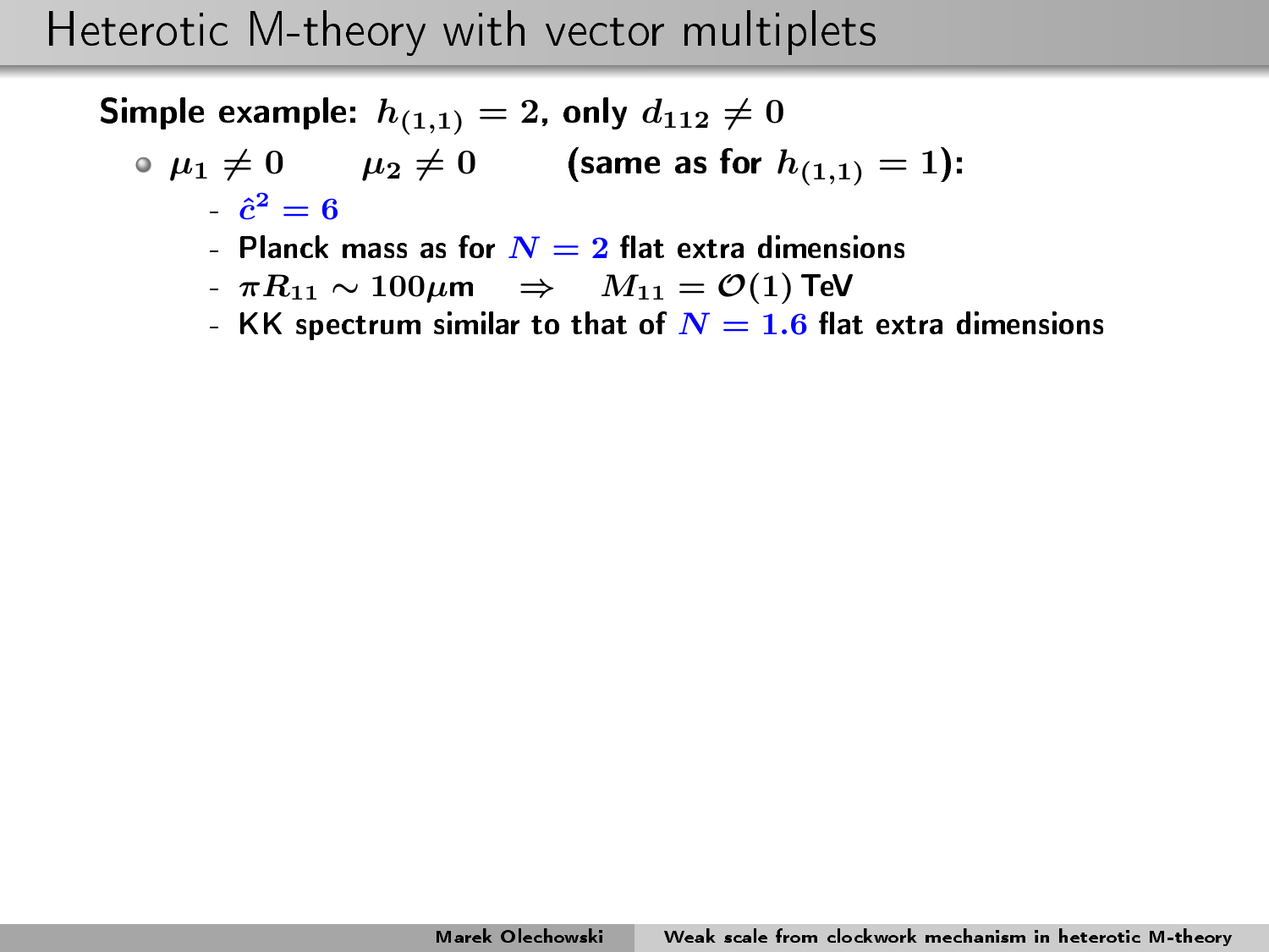# Heterotic M-theory with vector multiplets

**Simple example:** $h_{(1,1)} = 2$, **only** $d_{112} \neq 0$

- $\mu_1 \neq 0 \qquad \mu_2 \neq 0 \qquad$ **(same as for** $h_{(1,1)} = 1$**):**
  - $\hat{c}^2 = 6$
  - Planck mass as for $N = 2$ flat extra dimensions
  - $\pi R_{11} \sim 100\mu\text{m} \quad \Rightarrow \quad M_{11} = \mathcal{O}(1)$ TeV
  - KK spectrum similar to that of $N = 1.6$ flat extra dimensions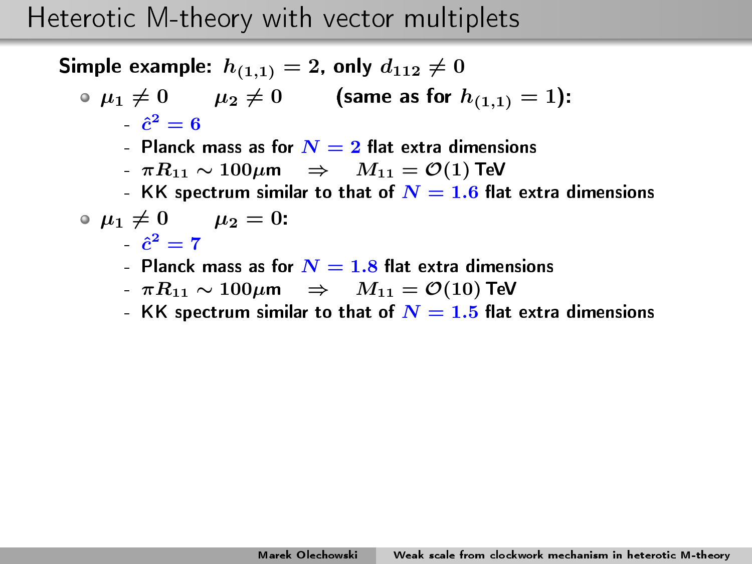# Heterotic M-theory with vector multiplets

**Simple example: $h_{(1,1)} = 2$, only $d_{112} \neq 0$**

- $\mu_1 \neq 0 \qquad \mu_2 \neq 0 \qquad$ (same as for $h_{(1,1)} = 1$):
  - $\hat{c}^2 = 6$
  - Planck mass as for $N = 2$ flat extra dimensions
  - $\pi R_{11} \sim 100\mu\text{m} \quad \Rightarrow \quad M_{11} = \mathcal{O}(1)$ TeV
  - KK spectrum similar to that of $N = 1.6$ flat extra dimensions
- $\mu_1 \neq 0 \qquad \mu_2 = 0$:
  - $\hat{c}^2 = 7$
  - Planck mass as for $N = 1.8$ flat extra dimensions
  - $\pi R_{11} \sim 100\mu\text{m} \quad \Rightarrow \quad M_{11} = \mathcal{O}(10)$ TeV
  - KK spectrum similar to that of $N = 1.5$ flat extra dimensions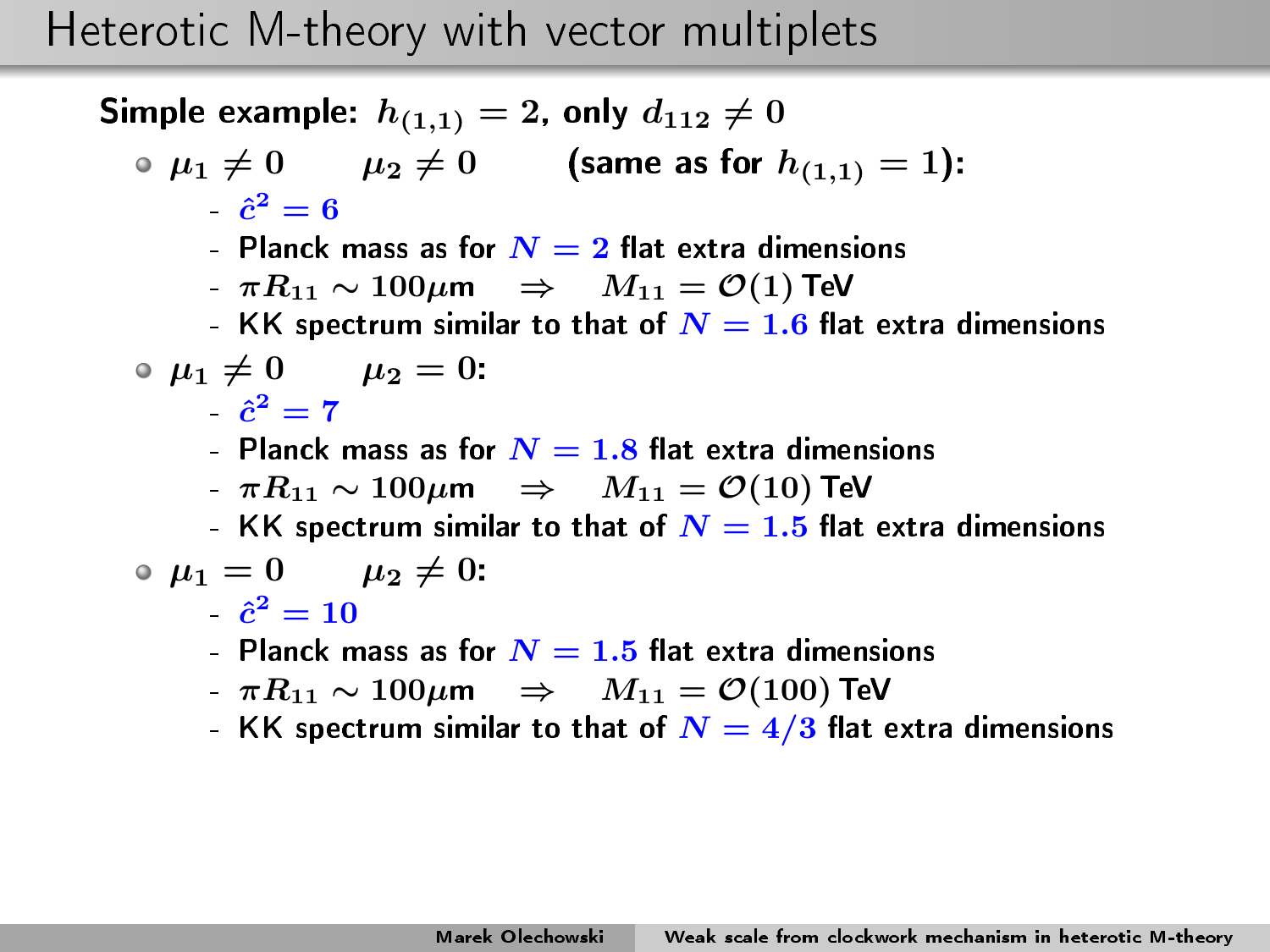# Heterotic M-theory with vector multiplets

**Simple example:** $h_{(1,1)} = 2$, **only** $d_{112} \neq 0$

- $\mu_1 \neq 0 \qquad \mu_2 \neq 0 \qquad$ **(same as for** $h_{(1,1)} = 1$**):**
  - $\hat{c}^2 = 6$
  - Planck mass as for $N = 2$ flat extra dimensions
  - $\pi R_{11} \sim 100\mu\text{m} \quad \Rightarrow \quad M_{11} = \mathcal{O}(1)$ TeV
  - KK spectrum similar to that of $N = 1.6$ flat extra dimensions
- $\mu_1 \neq 0 \qquad \mu_2 = 0$:
  - $\hat{c}^2 = 7$
  - Planck mass as for $N = 1.8$ flat extra dimensions
  - $\pi R_{11} \sim 100\mu\text{m} \quad \Rightarrow \quad M_{11} = \mathcal{O}(10)$ TeV
  - KK spectrum similar to that of $N = 1.5$ flat extra dimensions
- $\mu_1 = 0 \qquad \mu_2 \neq 0$:
  - $\hat{c}^2 = 10$
  - Planck mass as for $N = 1.5$ flat extra dimensions
  - $\pi R_{11} \sim 100\mu\text{m} \quad \Rightarrow \quad M_{11} = \mathcal{O}(100)$ TeV
  - KK spectrum similar to that of $N = 4/3$ flat extra dimensions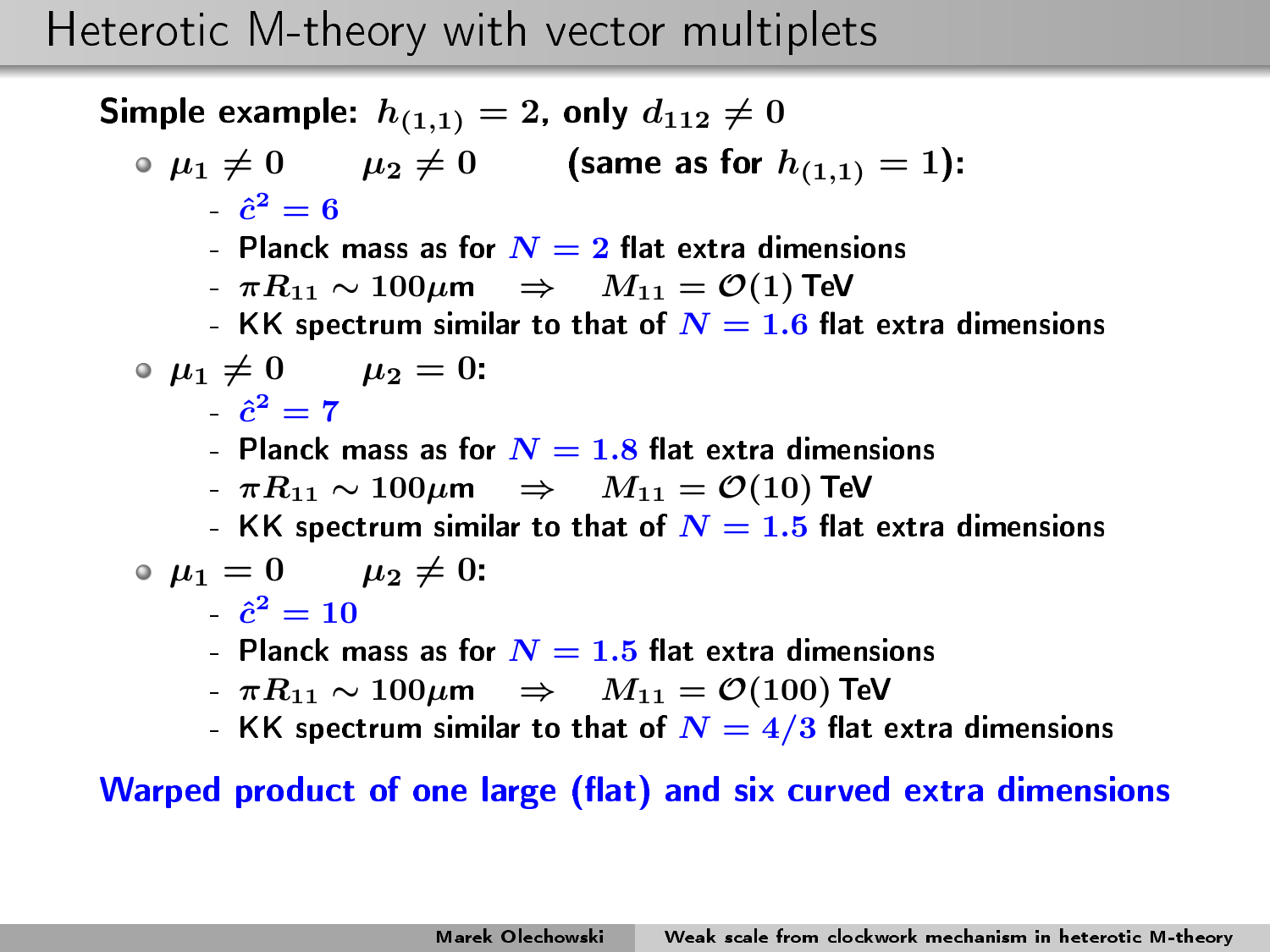# Heterotic M-theory with vector multiplets

**Simple example: $h_{(1,1)} = 2$, only $d_{112} \neq 0$**

- $\mu_1 \neq 0 \qquad \mu_2 \neq 0 \qquad$ (same as for $h_{(1,1)} = 1$):
  - $\hat{c}^2 = 6$
  - Planck mass as for $N = 2$ flat extra dimensions
  - $\pi R_{11} \sim 100\mu m \quad \Rightarrow \quad M_{11} = \mathcal{O}(1)$ TeV
  - KK spectrum similar to that of $N = 1.6$ flat extra dimensions
- $\mu_1 \neq 0 \qquad \mu_2 = 0$:
  - $\hat{c}^2 = 7$
  - Planck mass as for $N = 1.8$ flat extra dimensions
  - $\pi R_{11} \sim 100\mu m \quad \Rightarrow \quad M_{11} = \mathcal{O}(10)$ TeV
  - KK spectrum similar to that of $N = 1.5$ flat extra dimensions
- $\mu_1 = 0 \qquad \mu_2 \neq 0$:
  - $\hat{c}^2 = 10$
  - Planck mass as for $N = 1.5$ flat extra dimensions
  - $\pi R_{11} \sim 100\mu m \quad \Rightarrow \quad M_{11} = \mathcal{O}(100)$ TeV
  - KK spectrum similar to that of $N = 4/3$ flat extra dimensions

**Warped product of one large (flat) and six curved extra dimensions**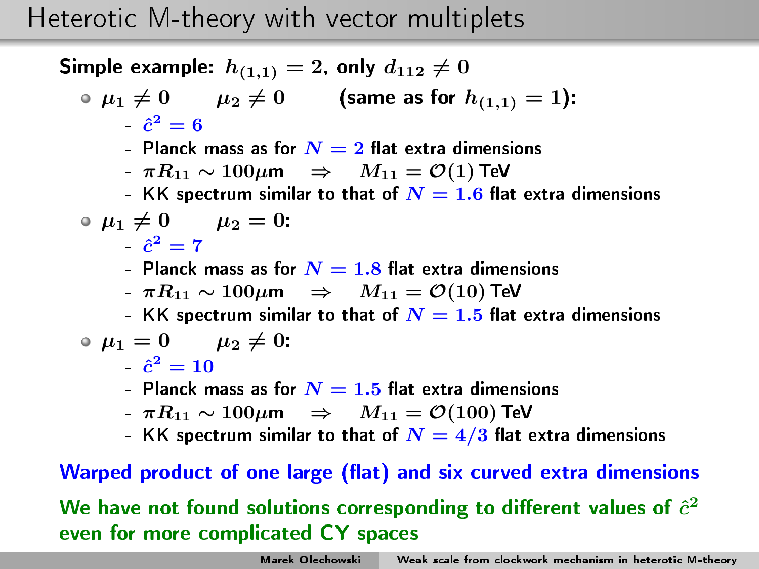# Heterotic M-theory with vector multiplets

**Simple example: $h_{(1,1)} = 2$, only $d_{112} \neq 0$**

- $\mu_1 \neq 0 \qquad \mu_2 \neq 0 \qquad$ (same as for $h_{(1,1)} = 1$):
  - $\hat{c}^2 = 6$
  - Planck mass as for $N = 2$ flat extra dimensions
  - $\pi R_{11} \sim 100\mu\text{m} \quad \Rightarrow \quad M_{11} = \mathcal{O}(1)$ TeV
  - KK spectrum similar to that of $N = 1.6$ flat extra dimensions
- $\mu_1 \neq 0 \qquad \mu_2 = 0$:
  - $\hat{c}^2 = 7$
  - Planck mass as for $N = 1.8$ flat extra dimensions
  - $\pi R_{11} \sim 100\mu\text{m} \quad \Rightarrow \quad M_{11} = \mathcal{O}(10)$ TeV
  - KK spectrum similar to that of $N = 1.5$ flat extra dimensions
- $\mu_1 = 0 \qquad \mu_2 \neq 0$:
  - $\hat{c}^2 = 10$
  - Planck mass as for $N = 1.5$ flat extra dimensions
  - $\pi R_{11} \sim 100\mu\text{m} \quad \Rightarrow \quad M_{11} = \mathcal{O}(100)$ TeV
  - KK spectrum similar to that of $N = 4/3$ flat extra dimensions

**Warped product of one large (flat) and six curved extra dimensions**

**We have not found solutions corresponding to different values of $\hat{c}^2$ even for more complicated CY spaces**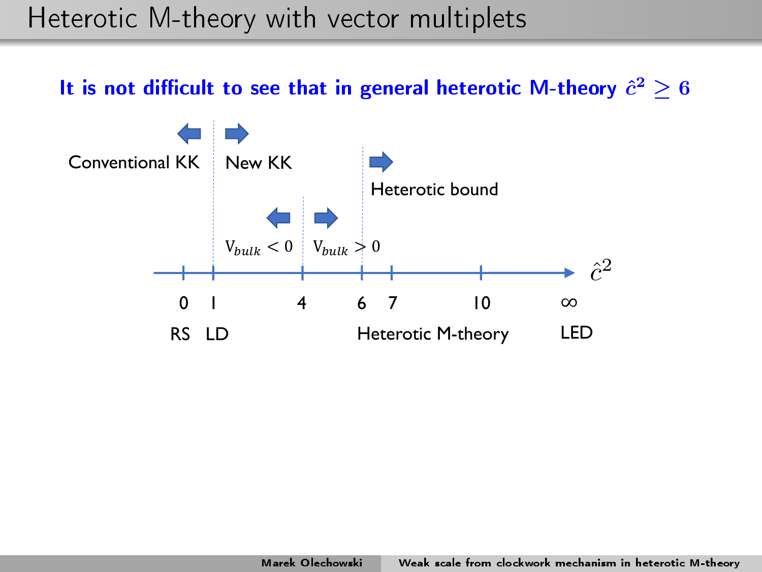# Heterotic M-theory with vector multiplets

**It is not difficult to see that in general heterotic M-theory $\hat{c}^2 \geq 6$**

Conventional KK | New KK

Heterotic bound

$V_{bulk} < 0$ | $V_{bulk} > 0$

$\hat{c}^2$

0 | 1 | 4 | 6 | 7 | 10 | $\infty$

RS | LD | Heterotic M-theory | LED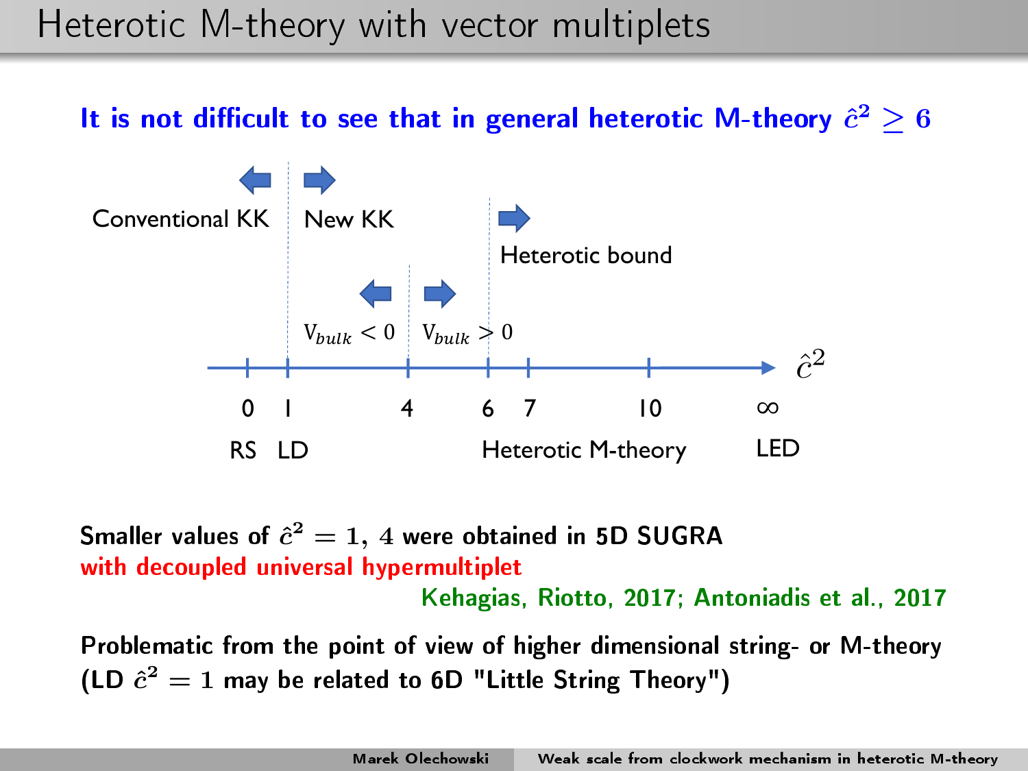# Heterotic M-theory with vector multiplets

**It is not difficult to see that in general heterotic M-theory $\hat{c}^2 \geq 6$**

Conventional KK | New KK

Heterotic bound

$V_{bulk} < 0$ | $V_{bulk} > 0$

$\hat{c}^2$

0 RS, 1 LD, 4, 6, 7, 10 Heterotic M-theory, $\infty$ LED

**Smaller values of $\hat{c}^2 = 1,\ 4$ were obtained in 5D SUGRA with decoupled universal hypermultiplet**

Kehagias, Riotto, 2017; Antoniadis et al., 2017

**Problematic from the point of view of higher dimensional string- or M-theory (LD $\hat{c}^2 = 1$ may be related to 6D "Little String Theory")**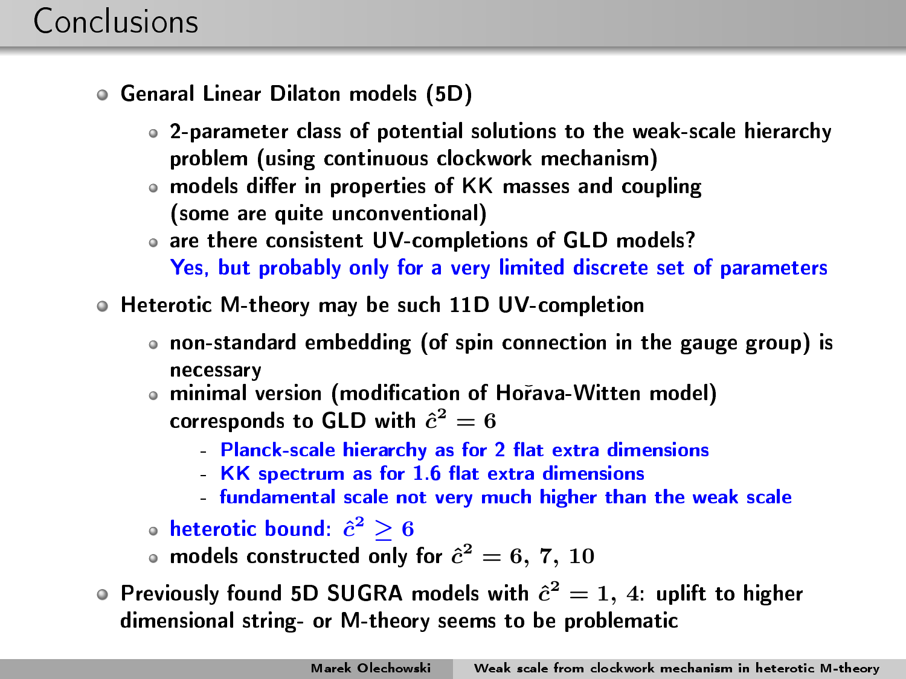# Conclusions

- Genaral Linear Dilaton models (5D)
  - 2-parameter class of potential solutions to the weak-scale hierarchy problem (using continuous clockwork mechanism)
  - models differ in properties of KK masses and coupling (some are quite unconventional)
  - are there consistent UV-completions of GLD models?  
    Yes, but probably only for a very limited discrete set of parameters
- Heterotic M-theory may be such 11D UV-completion
  - non-standard embedding (of spin connection in the gauge group) is necessary
  - minimal version (modification of Hořava-Witten model) corresponds to GLD with $\hat{c}^2 = 6$
    - Planck-scale hierarchy as for 2 flat extra dimensions
    - KK spectrum as for 1.6 flat extra dimensions
    - fundamental scale not very much higher than the weak scale
  - heterotic bound: $\hat{c}^2 \geq 6$
  - models constructed only for $\hat{c}^2 = 6,\ 7,\ 10$
- Previously found 5D SUGRA models with $\hat{c}^2 = 1,\ 4$: uplift to higher dimensional string- or M-theory seems to be problematic